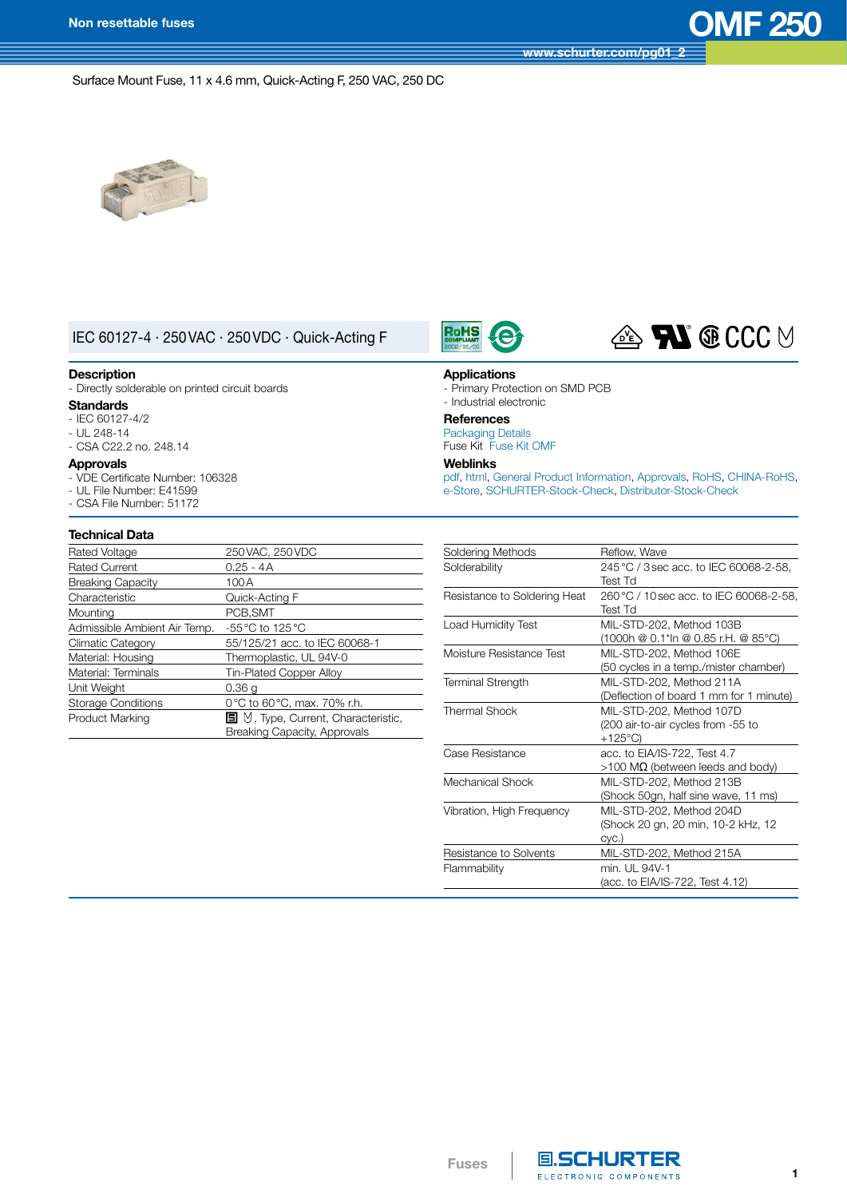Non resettable fuses

# OMF 250

www.schurter.com/pg01_2

Surface Mount Fuse, 11 x 4.6 mm, Quick-Acting F, 250 VAC, 250 DC

IEC 60127-4 · 250VAC · 250VDC · Quick-Acting F

### Description
- Directly solderable on printed circuit boards

### Standards
- IEC 60127-4/2
- UL 248-14
- CSA C22.2 no. 248.14

### Approvals
- VDE Certificate Number: 106328
- UL File Number: E41599
- CSA File Number: 51172

### Applications
- Primary Protection on SMD PCB
- Industrial electronic

### References
Packaging Details
Fuse Kit Fuse Kit OMF

### Weblinks
pdf, html, General Product Information, Approvals, RoHS, CHINA-RoHS, e-Store, SCHURTER-Stock-Check, Distributor-Stock-Check

### Technical Data

| | |
|---|---|
| Rated Voltage | 250VAC, 250VDC |
| Rated Current | 0.25 - 4A |
| Breaking Capacity | 100A |
| Characteristic | Quick-Acting F |
| Mounting | PCB,SMT |
| Admissible Ambient Air Temp. | -55°C to 125°C |
| Climatic Category | 55/125/21 acc. to IEC 60068-1 |
| Material: Housing | Thermoplastic, UL 94V-0 |
| Material: Terminals | Tin-Plated Copper Alloy |
| Unit Weight | 0.36 g |
| Storage Conditions | 0°C to 60°C, max. 70% r.h. |
| Product Marking | Logo, Type, Current, Characteristic, Breaking Capacity, Approvals |

| | |
|---|---|
| Soldering Methods | Reflow, Wave |
| Solderability | 245°C / 3sec acc. to IEC 60068-2-58, Test Td |
| Resistance to Soldering Heat | 260°C / 10sec acc. to IEC 60068-2-58, Test Td |
| Load Humidity Test | MIL-STD-202, Method 103B (1000h @ 0.1*In @ 0.85 r.H. @ 85°C) |
| Moisture Resistance Test | MIL-STD-202, Method 106E (50 cycles in a temp./mister chamber) |
| Terminal Strength | MIL-STD-202, Method 211A (Deflection of board 1 mm for 1 minute) |
| Thermal Shock | MIL-STD-202, Method 107D (200 air-to-air cycles from -55 to +125°C) |
| Case Resistance | acc. to EIA/IS-722, Test 4.7 >100 MΩ (between leeds and body) |
| Mechanical Shock | MIL-STD-202, Method 213B (Shock 50gn, half sine wave, 11 ms) |
| Vibration, High Frequency | MIL-STD-202, Method 204D (Shock 20 gn, 20 min, 10-2 kHz, 12 cyc.) |
| Resistance to Solvents | MIL-STD-202, Method 215A |
| Flammability | min. UL 94V-1 (acc. to EIA/IS-722, Test 4.12) |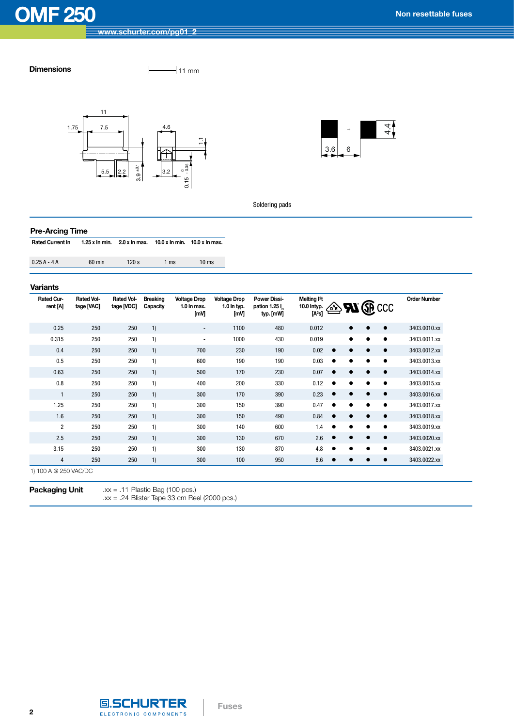## Dimensions

Soldering pads

## Pre-Arcing Time

| Rated Current In | 1.25 x In min. | 2.0 x In max. | 10.0 x In min. | 10.0 x In max. |
|---|---|---|---|---|
| 0.25 A - 4 A | 60 min | 120 s | 1 ms | 10 ms |

## Variants

| Rated Current [A] | Rated Voltage [VAC] | Rated Voltage [VDC] | Breaking Capacity | Voltage Drop 1.0 In max. [mV] | Voltage Drop 1.0 In typ. [mV] | Power Dissipation 1.25 $I_n$ typ. [mW] | Melting I²t 10.0 Intyp. [A²s] | VDE | UR | SA | CCC | Order Number |
|---|---|---|---|---|---|---|---|---|---|---|---|---|
| 0.25 | 250 | 250 | 1) | - | 1100 | 480 | 0.012 | | ● | ● | ● | 3403.0010.xx |
| 0.315 | 250 | 250 | 1) | - | 1000 | 430 | 0.019 | | ● | ● | ● | 3403.0011.xx |
| 0.4 | 250 | 250 | 1) | 700 | 230 | 190 | 0.02 | ● | ● | ● | ● | 3403.0012.xx |
| 0.5 | 250 | 250 | 1) | 600 | 190 | 190 | 0.03 | ● | ● | ● | ● | 3403.0013.xx |
| 0.63 | 250 | 250 | 1) | 500 | 170 | 230 | 0.07 | ● | ● | ● | ● | 3403.0014.xx |
| 0.8 | 250 | 250 | 1) | 400 | 200 | 330 | 0.12 | ● | ● | ● | ● | 3403.0015.xx |
| 1 | 250 | 250 | 1) | 300 | 170 | 390 | 0.23 | ● | ● | ● | ● | 3403.0016.xx |
| 1.25 | 250 | 250 | 1) | 300 | 150 | 390 | 0.47 | ● | ● | ● | ● | 3403.0017.xx |
| 1.6 | 250 | 250 | 1) | 300 | 150 | 490 | 0.84 | ● | ● | ● | ● | 3403.0018.xx |
| 2 | 250 | 250 | 1) | 300 | 140 | 600 | 1.4 | ● | ● | ● | ● | 3403.0019.xx |
| 2.5 | 250 | 250 | 1) | 300 | 130 | 670 | 2.6 | ● | ● | ● | ● | 3403.0020.xx |
| 3.15 | 250 | 250 | 1) | 300 | 130 | 870 | 4.8 | ● | ● | ● | ● | 3403.0021.xx |
| 4 | 250 | 250 | 1) | 300 | 100 | 950 | 8.6 | ● | ● | ● | ● | 3403.0022.xx |

1) 100 A @ 250 VAC/DC

## Packaging Unit

.xx = .11 Plastic Bag (100 pcs.)
.xx = .24 Blister Tape 33 cm Reel (2000 pcs.)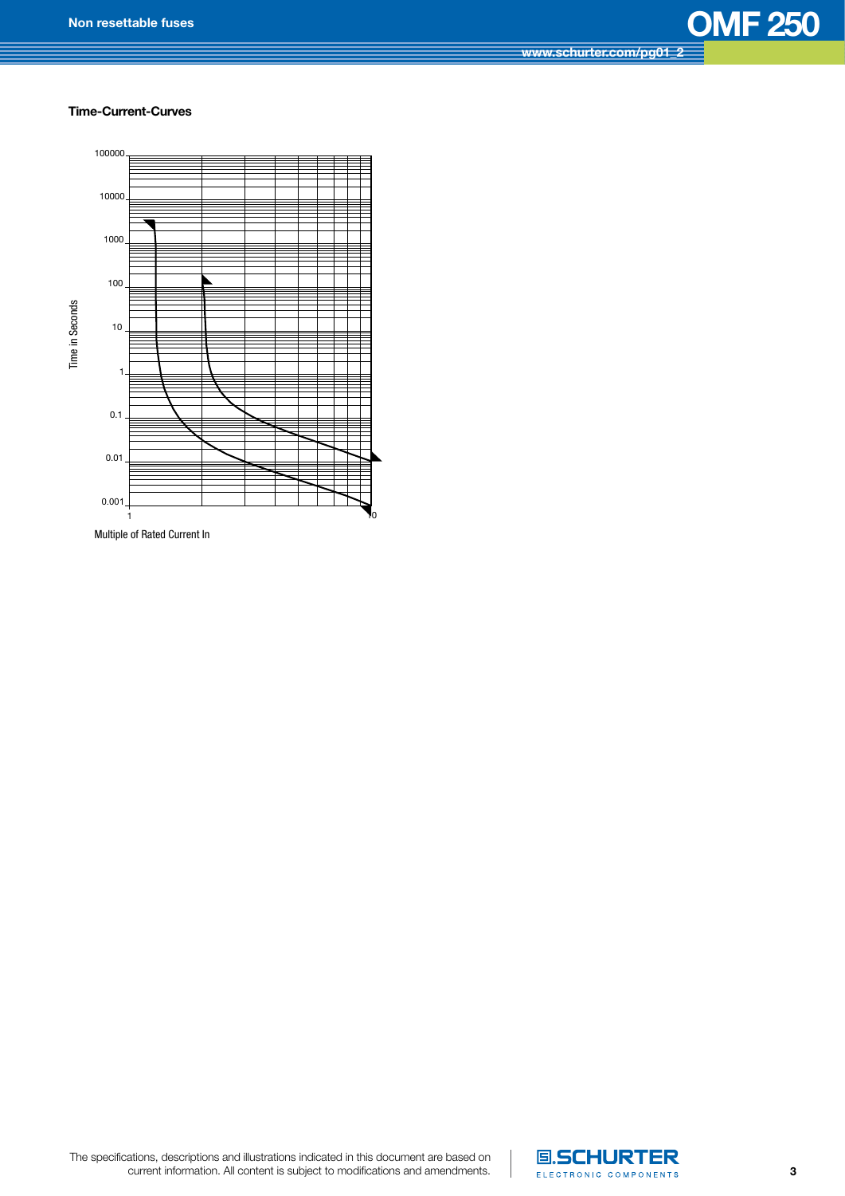### Time-Current-Curves

100000
10000
1000
100
10
1
0.1
0.01
0.001

Time in Seconds

1
10

Multiple of Rated Current In

The specifications, descriptions and illustrations indicated in this document are based on current information. All content is subject to modifications and amendments.